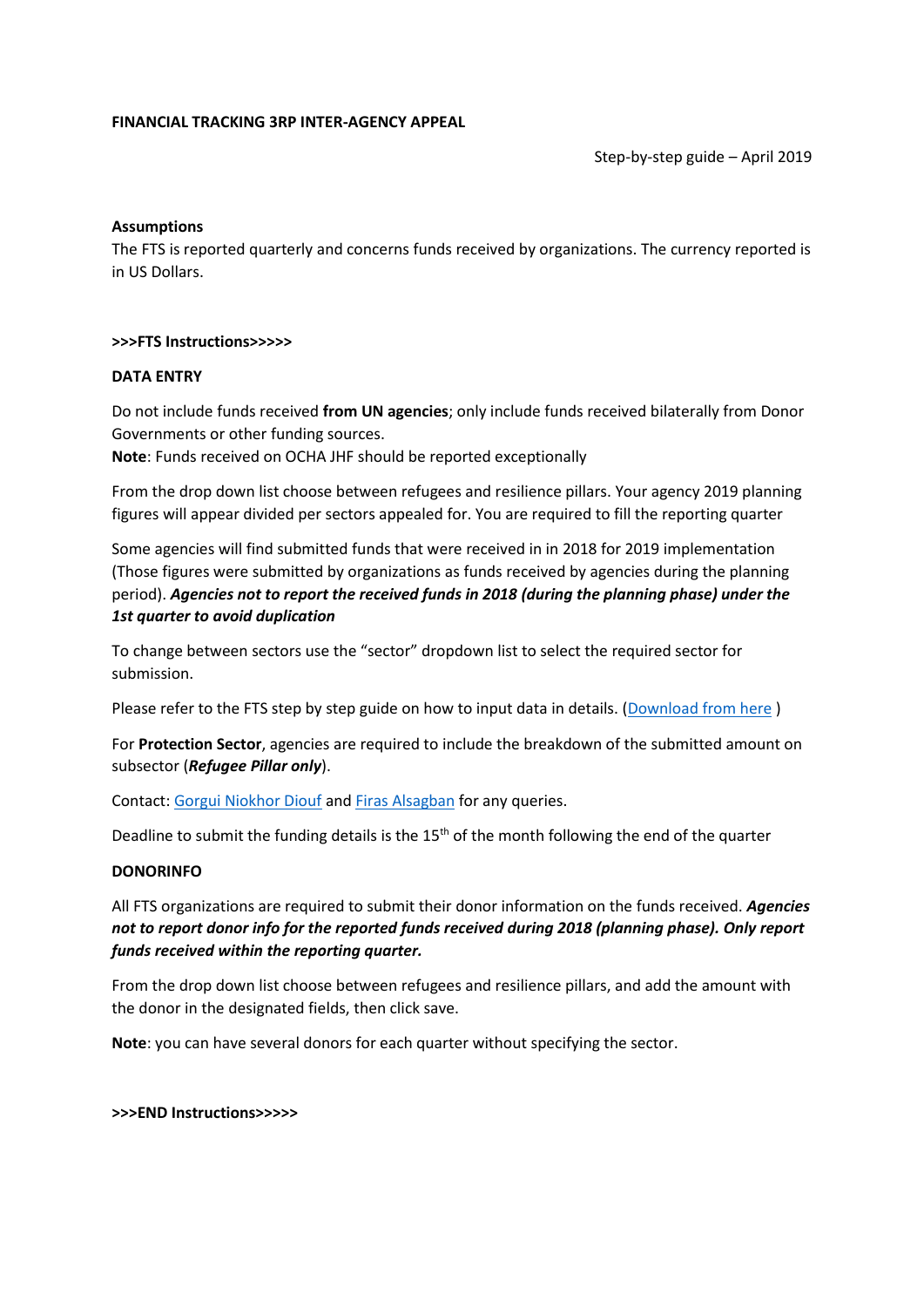**FINANCIAL TRACKING 3RP INTER-AGENCY APPEAL**

Step-by-step guide – April 2019

**Assumptions**

The FTS is reported quarterly and concerns funds received by organizations. The currency reported is in US Dollars.

**>>>FTS Instructions>>>>>**

**DATA ENTRY**

Do not include funds received **from UN agencies**; only include funds received bilaterally from Donor Governments or other funding sources.

**Note**: Funds received on OCHA JHF should be reported exceptionally

From the drop down list choose between refugees and resilience pillars. Your agency 2019 planning figures will appear divided per sectors appealed for. You are required to fill the reporting quarter

Some agencies will find submitted funds that were received in in 2018 for 2019 implementation (Those figures were submitted by organizations as funds received by agencies during the planning period). ***Agencies not to report the received funds in 2018 (during the planning phase) under the 1st quarter to avoid duplication***

To change between sectors use the "sector" dropdown list to select the required sector for submission.

Please refer to the FTS step by step guide on how to input data in details. (Download from here )

For **Protection Sector**, agencies are required to include the breakdown of the submitted amount on subsector (***Refugee Pillar only***).

Contact: Gorgui Niokhor Diouf and Firas Alsagban for any queries.

Deadline to submit the funding details is the 15th of the month following the end of the quarter

**DONORINFO**

All FTS organizations are required to submit their donor information on the funds received. ***Agencies not to report donor info for the reported funds received during 2018 (planning phase). Only report funds received within the reporting quarter.***

From the drop down list choose between refugees and resilience pillars, and add the amount with the donor in the designated fields, then click save.

**Note**: you can have several donors for each quarter without specifying the sector.

**>>>END Instructions>>>>>**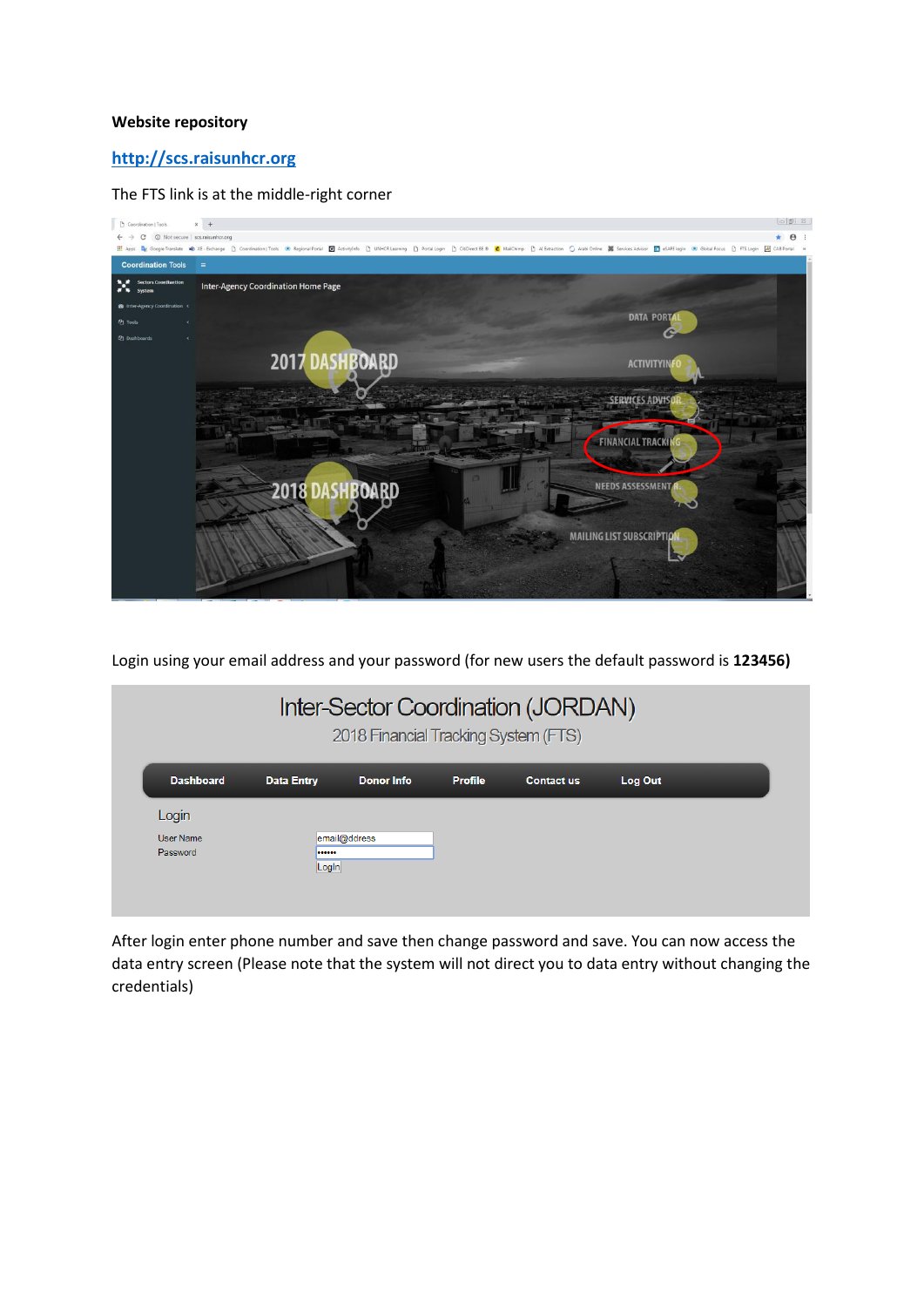**Website repository**

[http://scs.raisunhcr.org](http://scs.raisunhcr.org)

The FTS link is at the middle-right corner

Login using your email address and your password (for new users the default password is **123456)**

After login enter phone number and save then change password and save. You can now access the data entry screen (Please note that the system will not direct you to data entry without changing the credentials)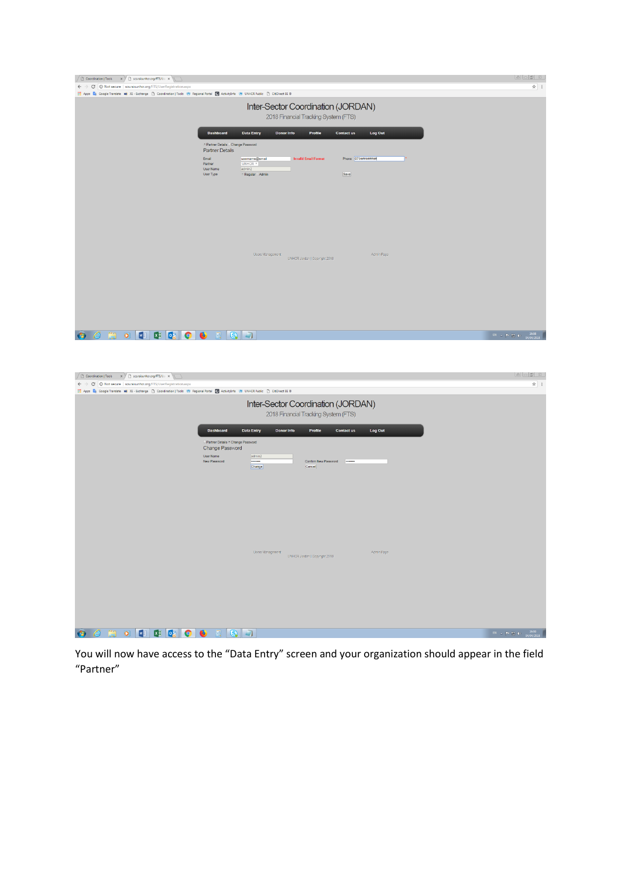You will now have access to the “Data Entry” screen and your organization should appear in the field “Partner”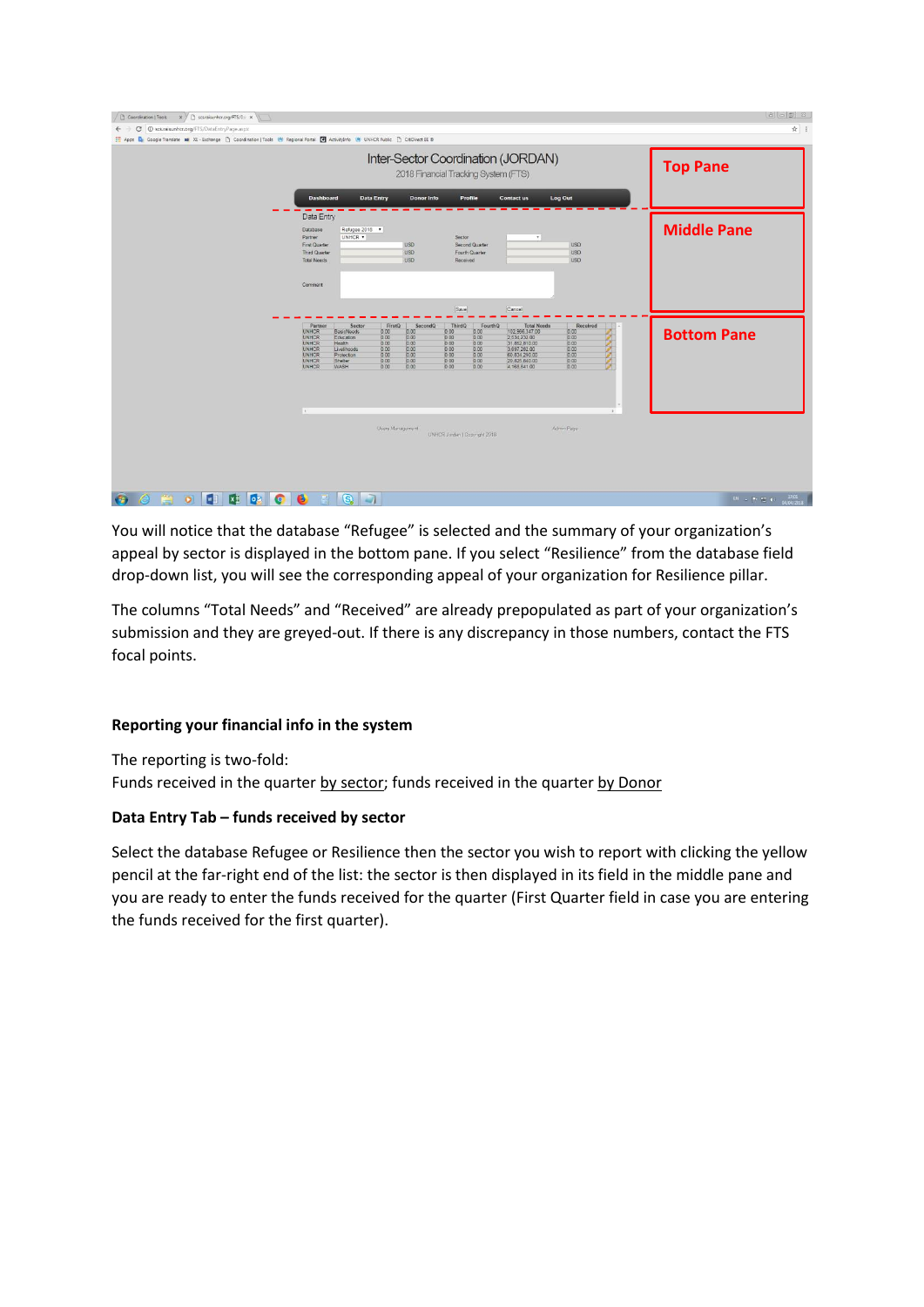You will notice that the database "Refugee" is selected and the summary of your organization's appeal by sector is displayed in the bottom pane. If you select "Resilience" from the database field drop-down list, you will see the corresponding appeal of your organization for Resilience pillar.

The columns "Total Needs" and "Received" are already prepopulated as part of your organization's submission and they are greyed-out. If there is any discrepancy in those numbers, contact the FTS focal points.

### Reporting your financial info in the system

The reporting is two-fold:
Funds received in the quarter by sector; funds received in the quarter by Donor

### Data Entry Tab – funds received by sector

Select the database Refugee or Resilience then the sector you wish to report with clicking the yellow pencil at the far-right end of the list: the sector is then displayed in its field in the middle pane and you are ready to enter the funds received for the quarter (First Quarter field in case you are entering the funds received for the first quarter).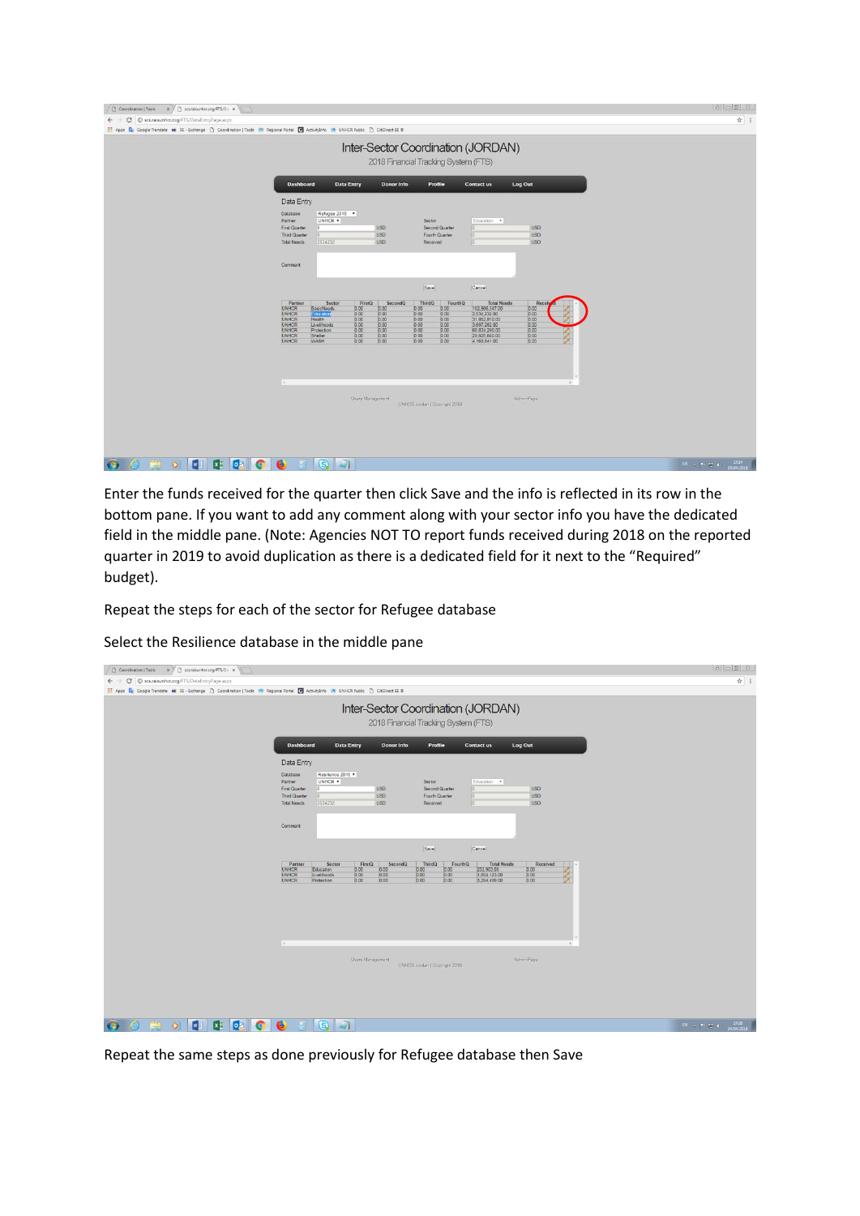Enter the funds received for the quarter then click Save and the info is reflected in its row in the bottom pane. If you want to add any comment along with your sector info you have the dedicated field in the middle pane. (Note: Agencies NOT TO report funds received during 2018 on the reported quarter in 2019 to avoid duplication as there is a dedicated field for it next to the "Required" budget).

Repeat the steps for each of the sector for Refugee database

Select the Resilience database in the middle pane

Repeat the same steps as done previously for Refugee database then Save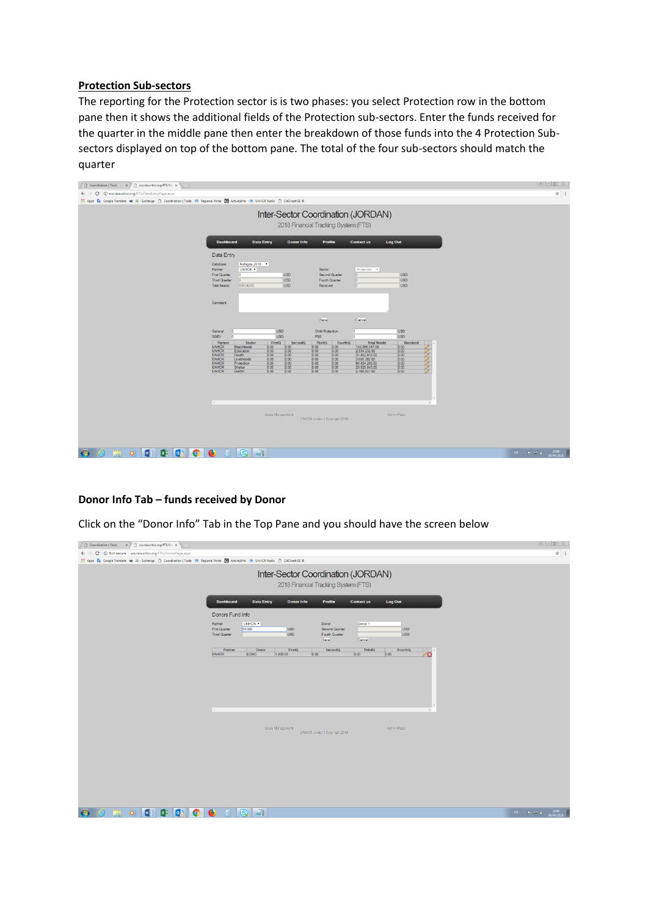## Protection Sub-sectors

The reporting for the Protection sector is is two phases: you select Protection row in the bottom pane then it shows the additional fields of the Protection sub-sectors. Enter the funds received for the quarter in the middle pane then enter the breakdown of those funds into the 4 Protection Sub-sectors displayed on top of the bottom pane. The total of the four sub-sectors should match the quarter

### Donor Info Tab – funds received by Donor

Click on the "Donor Info" Tab in the Top Pane and you should have the screen below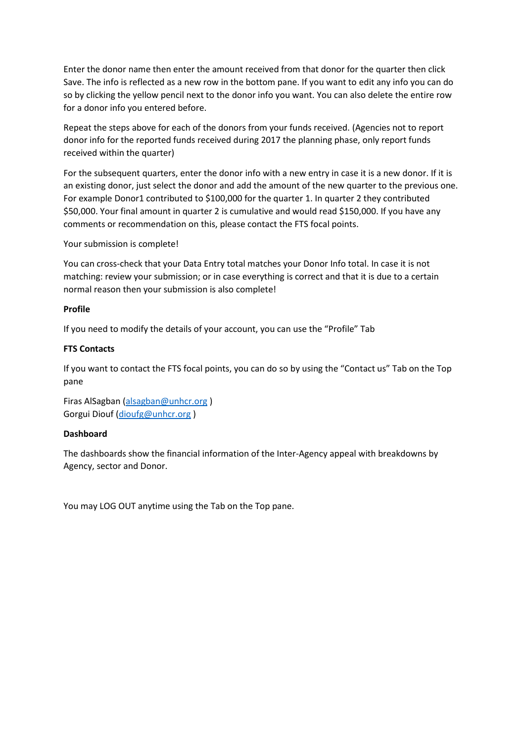Enter the donor name then enter the amount received from that donor for the quarter then click Save. The info is reflected as a new row in the bottom pane. If you want to edit any info you can do so by clicking the yellow pencil next to the donor info you want. You can also delete the entire row for a donor info you entered before.

Repeat the steps above for each of the donors from your funds received. (Agencies not to report donor info for the reported funds received during 2017 the planning phase, only report funds received within the quarter)

For the subsequent quarters, enter the donor info with a new entry in case it is a new donor. If it is an existing donor, just select the donor and add the amount of the new quarter to the previous one. For example Donor1 contributed to $100,000 for the quarter 1. In quarter 2 they contributed $50,000. Your final amount in quarter 2 is cumulative and would read $150,000. If you have any comments or recommendation on this, please contact the FTS focal points.

Your submission is complete!

You can cross-check that your Data Entry total matches your Donor Info total. In case it is not matching: review your submission; or in case everything is correct and that it is due to a certain normal reason then your submission is also complete!

**Profile**

If you need to modify the details of your account, you can use the “Profile” Tab

**FTS Contacts**

If you want to contact the FTS focal points, you can do so by using the “Contact us” Tab on the Top pane

Firas AlSagban (alsagban@unhcr.org )
Gorgui Diouf (dioufg@unhcr.org )

**Dashboard**

The dashboards show the financial information of the Inter-Agency appeal with breakdowns by Agency, sector and Donor.

You may LOG OUT anytime using the Tab on the Top pane.